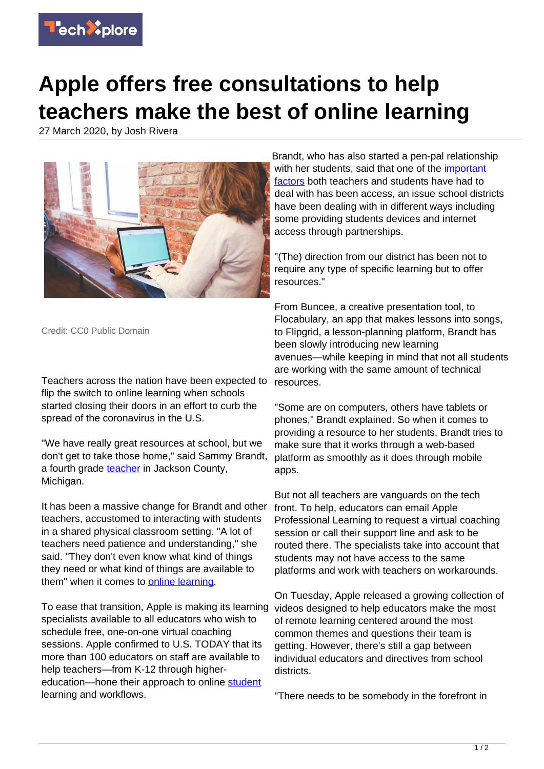# Apple offers free consultations to help teachers make the best of online learning

27 March 2020, by Josh Rivera

Credit: CC0 Public Domain

Teachers across the nation have been expected to flip the switch to online learning when schools started closing their doors in an effort to curb the spread of the coronavirus in the U.S.

"We have really great resources at school, but we don't get to take those home," said Sammy Brandt, a fourth grade teacher in Jackson County, Michigan.

It has been a massive change for Brandt and other teachers, accustomed to interacting with students in a shared physical classroom setting. "A lot of teachers need patience and understanding," she said. "They don't even know what kind of things they need or what kind of things are available to them" when it comes to online learning.

To ease that transition, Apple is making its learning specialists available to all educators who wish to schedule free, one-on-one virtual coaching sessions. Apple confirmed to U.S. TODAY that its more than 100 educators on staff are available to help teachers—from K-12 through higher-education—hone their approach to online student learning and workflows.

Brandt, who has also started a pen-pal relationship with her students, said that one of the important factors both teachers and students have had to deal with has been access, an issue school districts have been dealing with in different ways including some providing students devices and internet access through partnerships.

"(The) direction from our district has been not to require any type of specific learning but to offer resources."

From Buncee, a creative presentation tool, to Flocabulary, an app that makes lessons into songs, to Flipgrid, a lesson-planning platform, Brandt has been slowly introducing new learning avenues—while keeping in mind that not all students are working with the same amount of technical resources.

"Some are on computers, others have tablets or phones," Brandt explained. So when it comes to providing a resource to her students, Brandt tries to make sure that it works through a web-based platform as smoothly as it does through mobile apps.

But not all teachers are vanguards on the tech front. To help, educators can email Apple Professional Learning to request a virtual coaching session or call their support line and ask to be routed there. The specialists take into account that students may not have access to the same platforms and work with teachers on workarounds.

On Tuesday, Apple released a growing collection of videos designed to help educators make the most of remote learning centered around the most common themes and questions their team is getting. However, there's still a gap between individual educators and directives from school districts.

"There needs to be somebody in the forefront in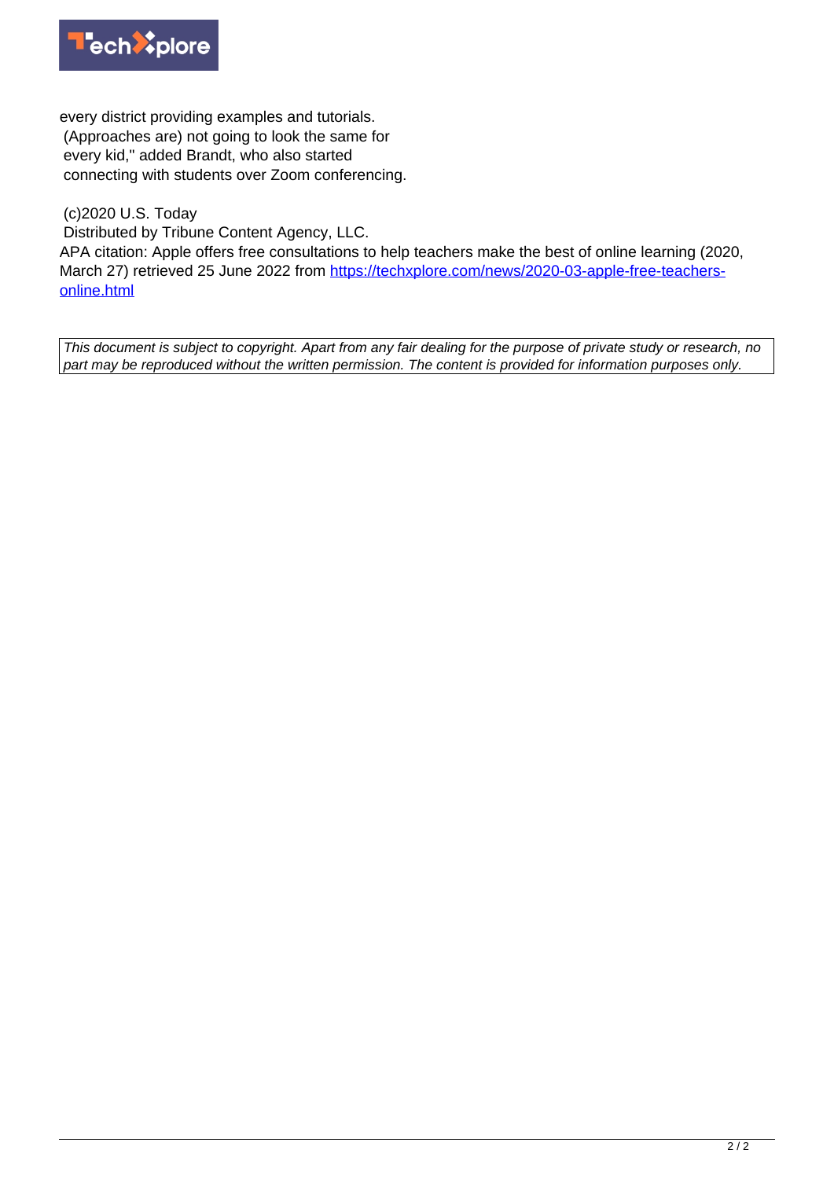every district providing examples and tutorials. (Approaches are) not going to look the same for every kid," added Brandt, who also started connecting with students over Zoom conferencing.

(c)2020 U.S. Today
Distributed by Tribune Content Agency, LLC.

APA citation: Apple offers free consultations to help teachers make the best of online learning (2020, March 27) retrieved 25 June 2022 from https://techxplore.com/news/2020-03-apple-free-teachers-online.html

*This document is subject to copyright. Apart from any fair dealing for the purpose of private study or research, no part may be reproduced without the written permission. The content is provided for information purposes only.*